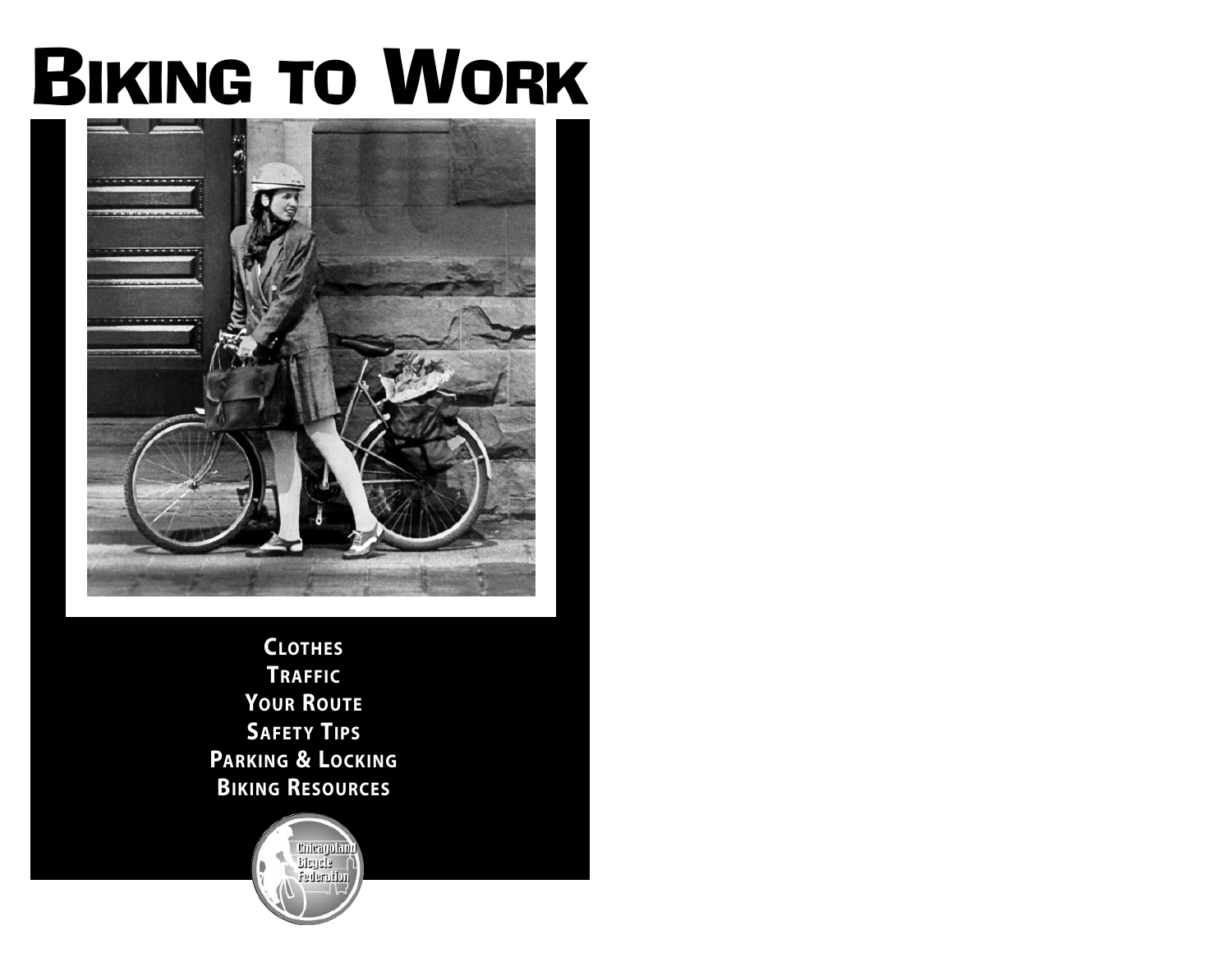# Biking to Work

Clothes
Traffic
Your Route
Safety Tips
Parking & Locking
Biking Resources

Chicagoland Bicycle Federation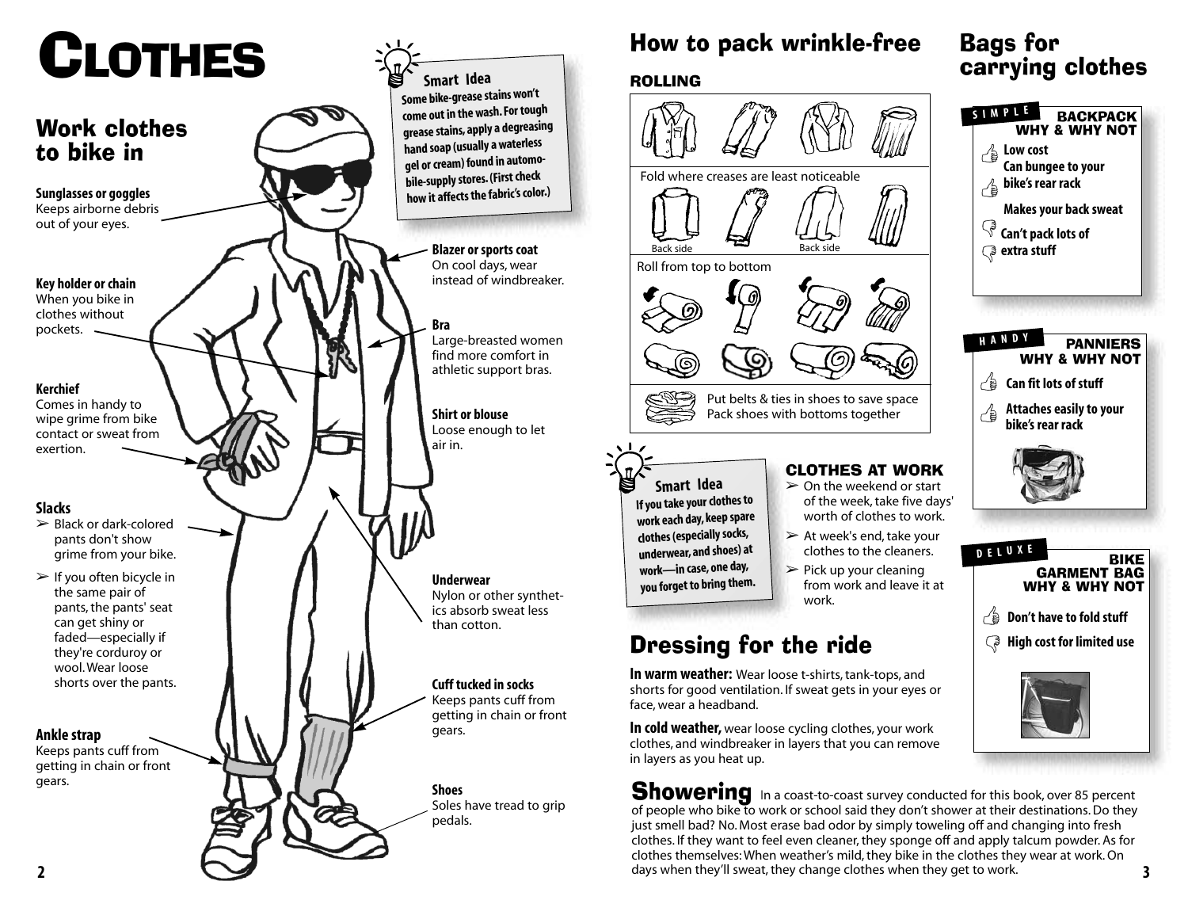# Clothes

## Work clothes to bike in

**Sunglasses or goggles**
Keeps airborne debris out of your eyes.

**Key holder or chain**
When you bike in clothes without pockets.

**Kerchief**
Comes in handy to wipe grime from bike contact or sweat from exertion.

**Slacks**
- Black or dark-colored pants don't show grime from your bike.
- If you often bicycle in the same pair of pants, the pants' seat can get shiny or faded—especially if they're corduroy or wool. Wear loose shorts over the pants.

**Ankle strap**
Keeps pants cuff from getting in chain or front gears.

**Smart Idea**
Some bike-grease stains won't come out in the wash. For tough grease stains, apply a degreasing hand soap (usually a waterless gel or cream) found in automobile-supply stores. (First check how it affects the fabric's color.)

**Blazer or sports coat**
On cool days, wear instead of windbreaker.

**Bra**
Large-breasted women find more comfort in athletic support bras.

**Shirt or blouse**
Loose enough to let air in.

**Underwear**
Nylon or other synthetics absorb sweat less than cotton.

**Cuff tucked in socks**
Keeps pants cuff from getting in chain or front gears.

**Shoes**
Soles have tread to grip pedals.

## How to pack wrinkle-free

### ROLLING

Fold where creases are least noticeable

Back side

Back side

Roll from top to bottom

Put belts & ties in shoes to save space
Pack shoes with bottoms together

**Smart Idea**
If you take your clothes to work each day, keep spare clothes (especially socks, underwear, and shoes) at work—in case, one day, you forget to bring them.

### CLOTHES AT WORK

- On the weekend or start of the week, take five days' worth of clothes to work.
- At week's end, take your clothes to the cleaners.
- Pick up your cleaning from work and leave it at work.

## Bags for carrying clothes

**SIMPLE — BACKPACK WHY & WHY NOT**
- 👍 Low cost
- 👍 Can bungee to your bike's rear rack
- 👎 Makes your back sweat
- 👎 Can't pack lots of extra stuff

**HANDY — PANNIERS WHY & WHY NOT**
- 👍 Can fit lots of stuff
- 👍 Attaches easily to your bike's rear rack

**DELUXE — BIKE GARMENT BAG WHY & WHY NOT**
- 👍 Don't have to fold stuff
- 👎 High cost for limited use

## Dressing for the ride

**In warm weather:** Wear loose t-shirts, tank-tops, and shorts for good ventilation. If sweat gets in your eyes or face, wear a headband.

**In cold weather,** wear loose cycling clothes, your work clothes, and windbreaker in layers that you can remove in layers as you heat up.

## Showering

In a coast-to-coast survey conducted for this book, over 85 percent of people who bike to work or school said they don't shower at their destinations. Do they just smell bad? No. Most erase bad odor by simply toweling off and changing into fresh clothes. If they want to feel even cleaner, they sponge off and apply talcum powder. As for clothes themselves: When weather's mild, they bike in the clothes they wear at work. On days when they'll sweat, they change clothes when they get to work.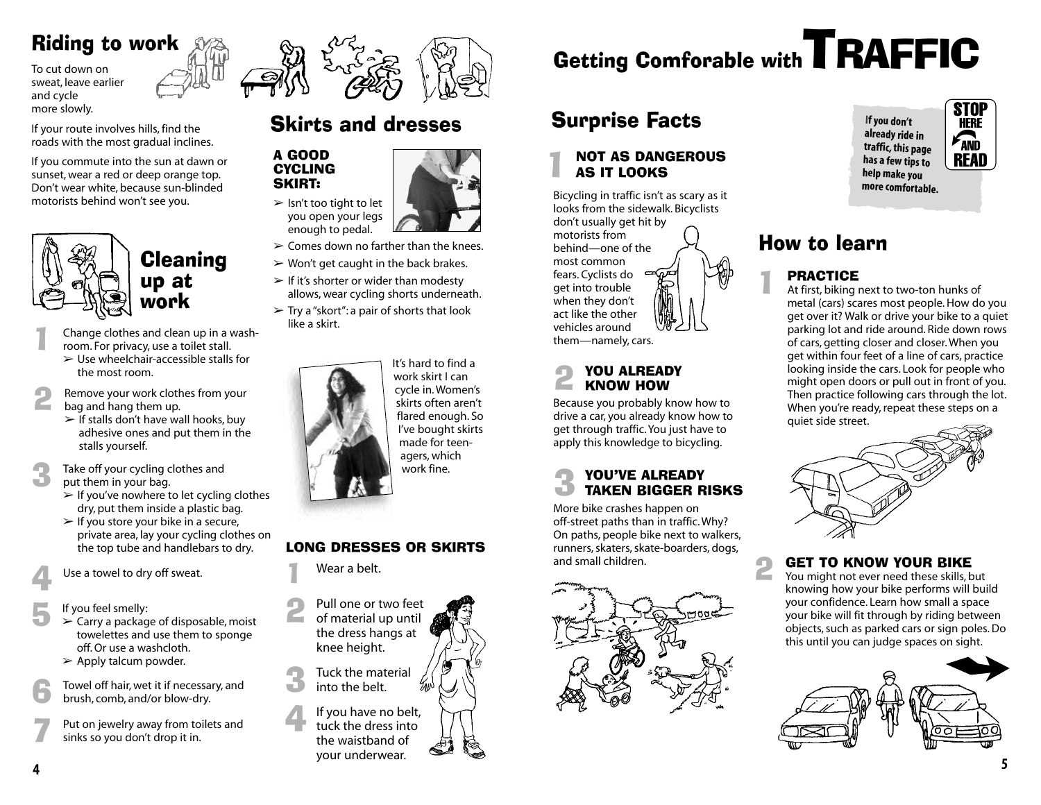## Riding to work

To cut down on sweat, leave earlier and cycle more slowly.

If your route involves hills, find the roads with the most gradual inclines.

If you commute into the sun at dawn or sunset, wear a red or deep orange top. Don't wear white, because sun-blinded motorists behind won't see you.

## Cleaning up at work

1. Change clothes and clean up in a washroom. For privacy, use a toilet stall.
   - Use wheelchair-accessible stalls for the most room.
2. Remove your work clothes from your bag and hang them up.
   - If stalls don't have wall hooks, buy adhesive ones and put them in the stalls yourself.
3. Take off your cycling clothes and put them in your bag.
   - If you've nowhere to let cycling clothes dry, put them inside a plastic bag.
   - If you store your bike in a secure, private area, lay your cycling clothes on the top tube and handlebars to dry.
4. Use a towel to dry off sweat.
5. If you feel smelly:
   - Carry a package of disposable, moist towelettes and use them to sponge off. Or use a washcloth.
   - Apply talcum powder.
6. Towel off hair, wet it if necessary, and brush, comb, and/or blow-dry.
7. Put on jewelry away from toilets and sinks so you don't drop it in.

## Skirts and dresses

### A GOOD CYCLING SKIRT:

- Isn't too tight to let you open your legs enough to pedal.
- Comes down no farther than the knees.
- Won't get caught in the back brakes.
- If it's shorter or wider than modesty allows, wear cycling shorts underneath.
- Try a "skort": a pair of shorts that look like a skirt.

It's hard to find a work skirt I can cycle in. Women's skirts often aren't flared enough. So I've bought skirts made for teenagers, which work fine.

### LONG DRESSES OR SKIRTS

1. Wear a belt.
2. Pull one or two feet of material up until the dress hangs at knee height.
3. Tuck the material into the belt.
4. If you have no belt, tuck the dress into the waistband of your underwear.

# Getting Comforable with TRAFFIC

**If you don't already ride in traffic, this page has a few tips to help make you more comfortable.** STOP HERE AND READ

## Surprise Facts

### 1 NOT AS DANGEROUS AS IT LOOKS

Bicycling in traffic isn't as scary as it looks from the sidewalk. Bicyclists don't usually get hit by motorists from behind—one of the most common fears. Cyclists do get into trouble when they don't act like the other vehicles around them—namely, cars.

### 2 YOU ALREADY KNOW HOW

Because you probably know how to drive a car, you already know how to get through traffic. You just have to apply this knowledge to bicycling.

### 3 YOU'VE ALREADY TAKEN BIGGER RISKS

More bike crashes happen on off-street paths than in traffic. Why? On paths, people bike next to walkers, runners, skaters, skate-boarders, dogs, and small children.

## How to learn

### 1 PRACTICE

At first, biking next to two-ton hunks of metal (cars) scares most people. How do you get over it? Walk or drive your bike to a quiet parking lot and ride around. Ride down rows of cars, getting closer and closer. When you get within four feet of a line of cars, practice looking inside the cars. Look for people who might open doors or pull out in front of you. Then practice following cars through the lot. When you're ready, repeat these steps on a quiet side street.

### 2 GET TO KNOW YOUR BIKE

You might not ever need these skills, but knowing how your bike performs will build your confidence. Learn how small a space your bike will fit through by riding between objects, such as parked cars or sign poles. Do this until you can judge spaces on sight.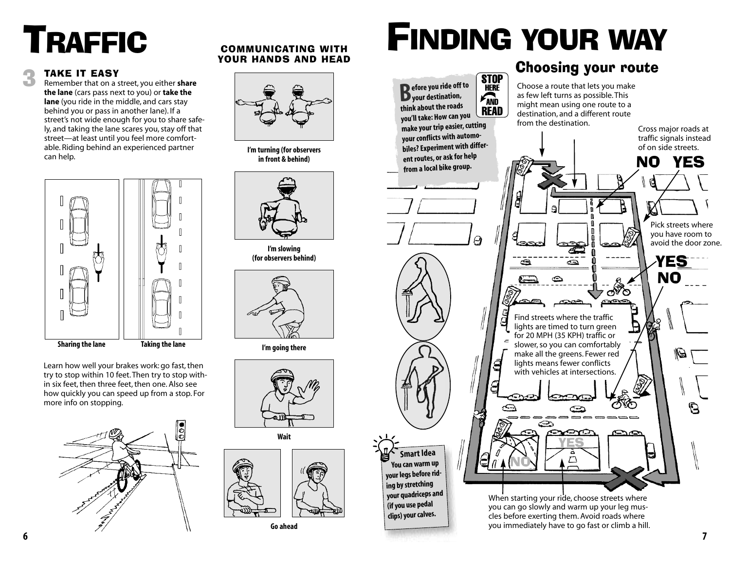# TRAFFIC

### 3 TAKE IT EASY

Remember that on a street, you either **share the lane** (cars pass next to you) or **take the lane** (you ride in the middle, and cars stay behind you or pass in another lane). If a street's not wide enough for you to share safely, and taking the lane scares you, stay off that street—at least until you feel more comfortable. Riding behind an experienced partner can help.

Sharing the lane

Taking the lane

Learn how well your brakes work: go fast, then try to stop within 10 feet. Then try to stop within six feet, then three feet, then one. Also see how quickly you can speed up from a stop. For more info on stopping.

## COMMUNICATING WITH YOUR HANDS AND HEAD

I'm turning (for observers in front & behind)

I'm slowing (for observers behind)

I'm going there

Wait

Go ahead

# FINDING YOUR WAY

## Choosing your route

**STOP HERE AND READ**

**Before you ride off to your destination, think about the roads you'll take: How can you make your trip easier, cutting your conflicts with automobiles? Experiment with different routes, or ask for help from a local bike group.**

Choose a route that lets you make as few left turns as possible. This might mean using one route to a destination, and a different route from the destination.

Cross major roads at traffic signals instead of on side streets.

NO YES

Pick streets where you have room to avoid the door zone.

YES NO

Find streets where the traffic lights are timed to turn green for 20 MPH (35 KPH) traffic or slower, so you can comfortably make all the greens. Fewer red lights means fewer conflicts with vehicles at intersections.

YES NO

When starting your ride, choose streets where you can go slowly and warm up your leg muscles before exerting them. Avoid roads where you immediately have to go fast or climb a hill.

**Smart Idea**

**You can warm up your legs before riding by stretching your quadriceps and (if you use pedal clips) your calves.**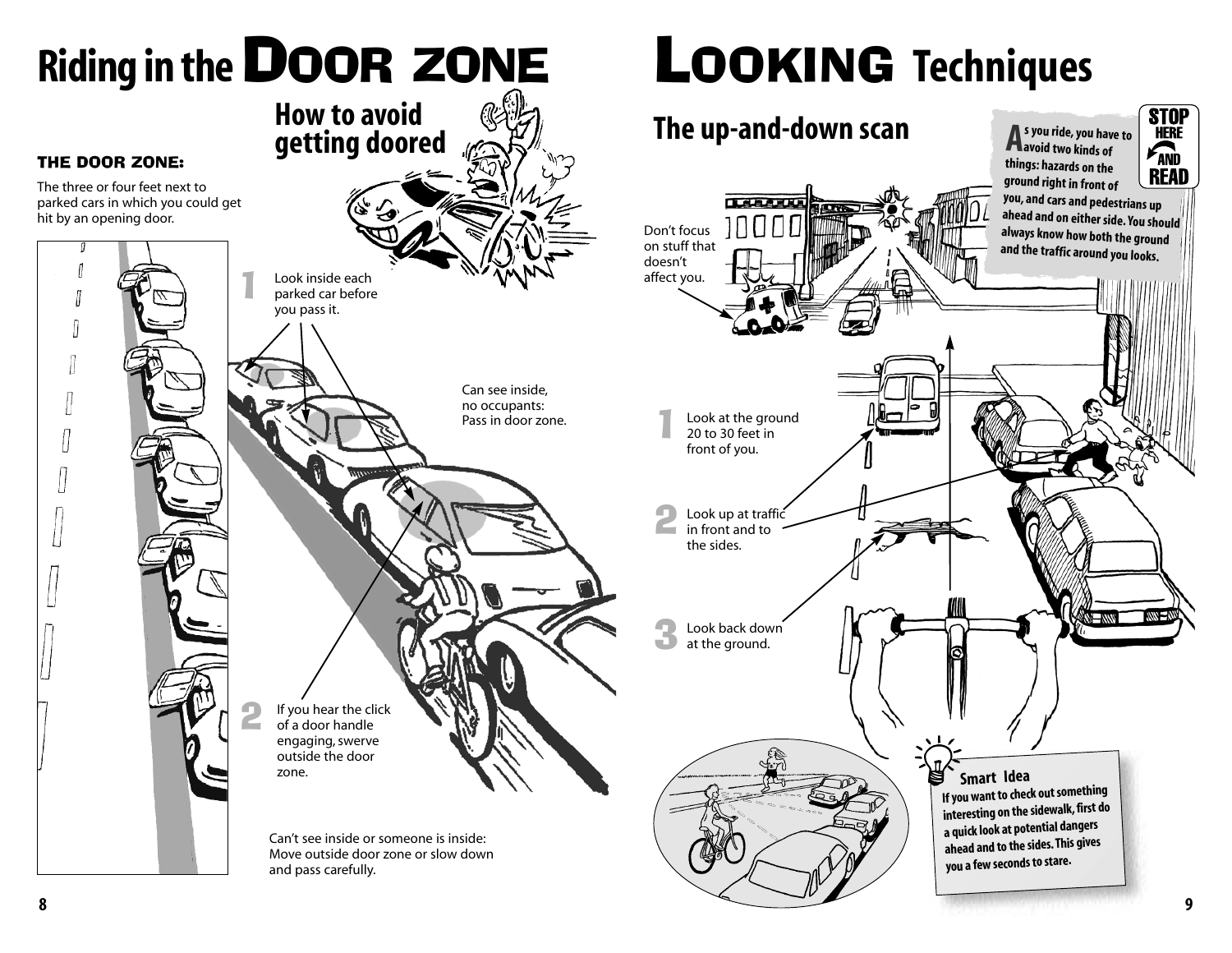# Riding in the DOOR ZONE

### THE DOOR ZONE:

The three or four feet next to parked cars in which you could get hit by an opening door.

## How to avoid getting doored

1. Look inside each parked car before you pass it.

Can see inside, no occupants: Pass in door zone.

Can't see inside or someone is inside: Move outside door zone or slow down and pass carefully.

2. If you hear the click of a door handle engaging, swerve outside the door zone.

# LOOKING Techniques

## The up-and-down scan

**STOP HERE AND READ**

**As you ride, you have to avoid two kinds of things: hazards on the ground right in front of you, and cars and pedestrians up ahead and on either side. You should always know how both the ground and the traffic around you looks.**

Don't focus on stuff that doesn't affect you.

1. Look at the ground 20 to 30 feet in front of you.
2. Look up at traffic in front and to the sides.
3. Look back down at the ground.

**Smart Idea**

**If you want to check out something interesting on the sidewalk, first do a quick look at potential dangers ahead and to the sides. This gives you a few seconds to stare.**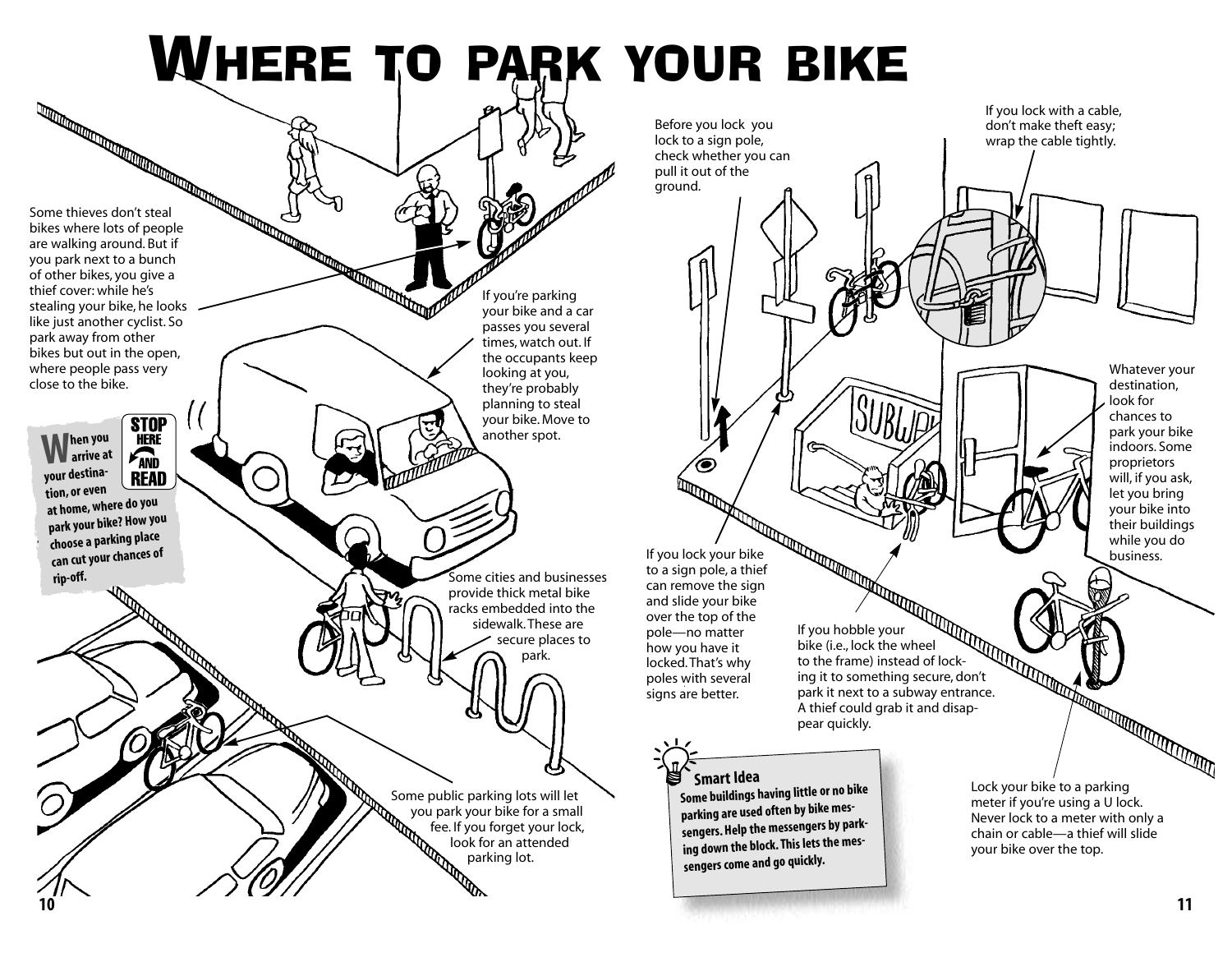# Where to park your bike

**When you arrive at your destination, or even at home, where do you park your bike? How you choose a parking place can cut your chances of rip-off.**

STOP HERE AND READ

Some thieves don't steal bikes where lots of people are walking around. But if you park next to a bunch of other bikes, you give a thief cover: while he's stealing your bike, he looks like just another cyclist. So park away from other bikes but out in the open, where people pass very close to the bike.

If you're parking your bike and a car passes you several times, watch out. If the occupants keep looking at you, they're probably planning to steal your bike. Move to another spot.

Some cities and businesses provide thick metal bike racks embedded into the sidewalk. These are secure places to park.

Some public parking lots will let you park your bike for a small fee. If you forget your lock, look for an attended parking lot.

Before you lock you lock to a sign pole, check whether you can pull it out of the ground.

If you lock with a cable, don't make theft easy; wrap the cable tightly.

Whatever your destination, look for chances to park your bike indoors. Some proprietors will, if you ask, let you bring your bike into their buildings while you do business.

If you lock your bike to a sign pole, a thief can remove the sign and slide your bike over the top of the pole—no matter how you have it locked. That's why poles with several signs are better.

If you hobble your bike (i.e., lock the wheel to the frame) instead of locking it to something secure, don't park it next to a subway entrance. A thief could grab it and disappear quickly.

Lock your bike to a parking meter if you're using a U lock. Never lock to a meter with only a chain or cable—a thief will slide your bike over the top.

**Smart Idea**

**Some buildings having little or no bike parking are used often by bike messengers. Help the messengers by parking down the block. This lets the messengers come and go quickly.**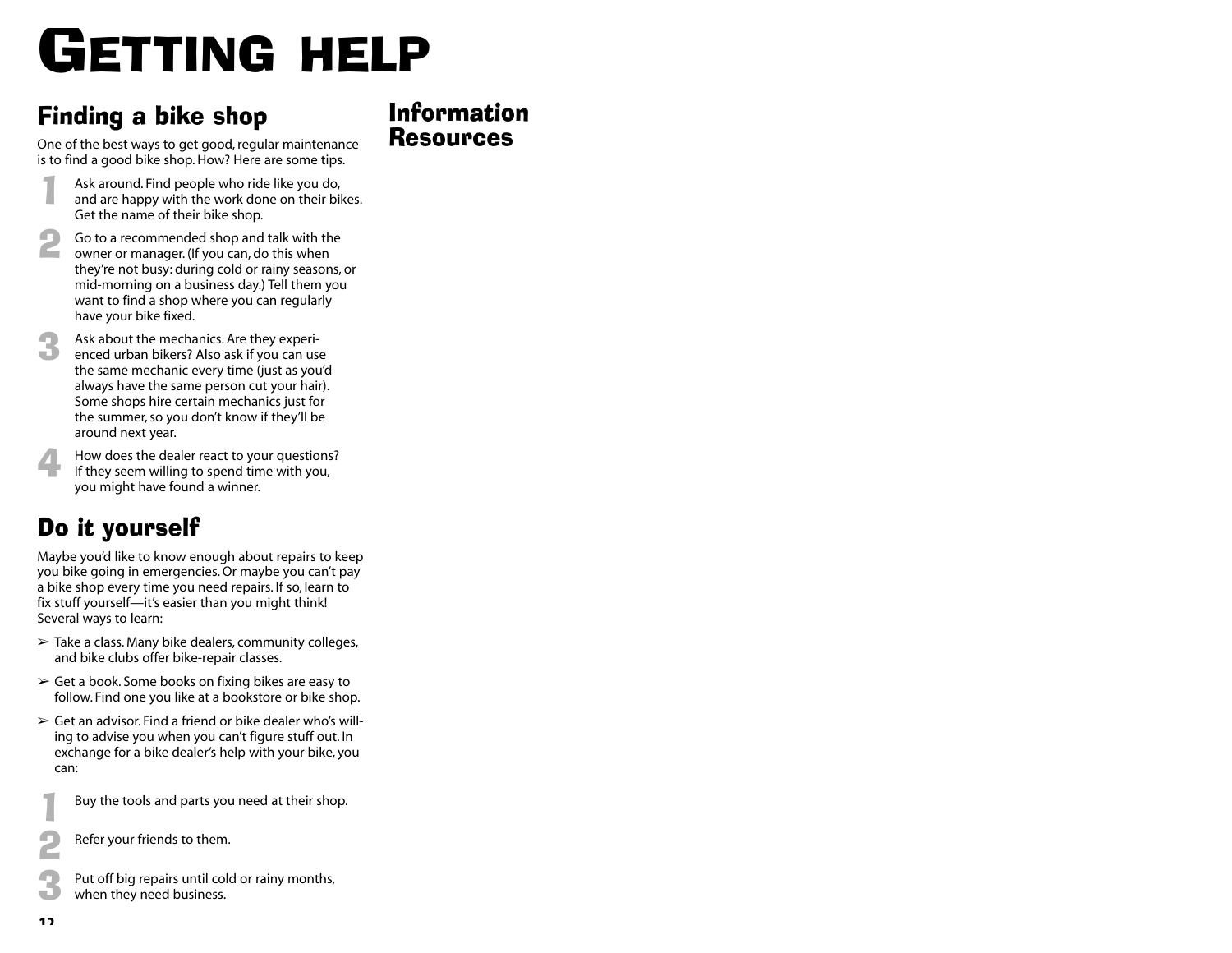# GETTING HELP

## Finding a bike shop

One of the best ways to get good, regular maintenance is to find a good bike shop. How? Here are some tips.

1. Ask around. Find people who ride like you do, and are happy with the work done on their bikes. Get the name of their bike shop.
2. Go to a recommended shop and talk with the owner or manager. (If you can, do this when they're not busy: during cold or rainy seasons, or mid-morning on a business day.) Tell them you want to find a shop where you can regularly have your bike fixed.
3. Ask about the mechanics. Are they experienced urban bikers? Also ask if you can use the same mechanic every time (just as you'd always have the same person cut your hair). Some shops hire certain mechanics just for the summer, so you don't know if they'll be around next year.
4. How does the dealer react to your questions? If they seem willing to spend time with you, you might have found a winner.

## Do it yourself

Maybe you'd like to know enough about repairs to keep you bike going in emergencies. Or maybe you can't pay a bike shop every time you need repairs. If so, learn to fix stuff yourself—it's easier than you might think! Several ways to learn:

- Take a class. Many bike dealers, community colleges, and bike clubs offer bike-repair classes.
- Get a book. Some books on fixing bikes are easy to follow. Find one you like at a bookstore or bike shop.
- Get an advisor. Find a friend or bike dealer who's willing to advise you when you can't figure stuff out. In exchange for a bike dealer's help with your bike, you can:

1. Buy the tools and parts you need at their shop.
2. Refer your friends to them.
3. Put off big repairs until cold or rainy months, when they need business.

## Information Resources